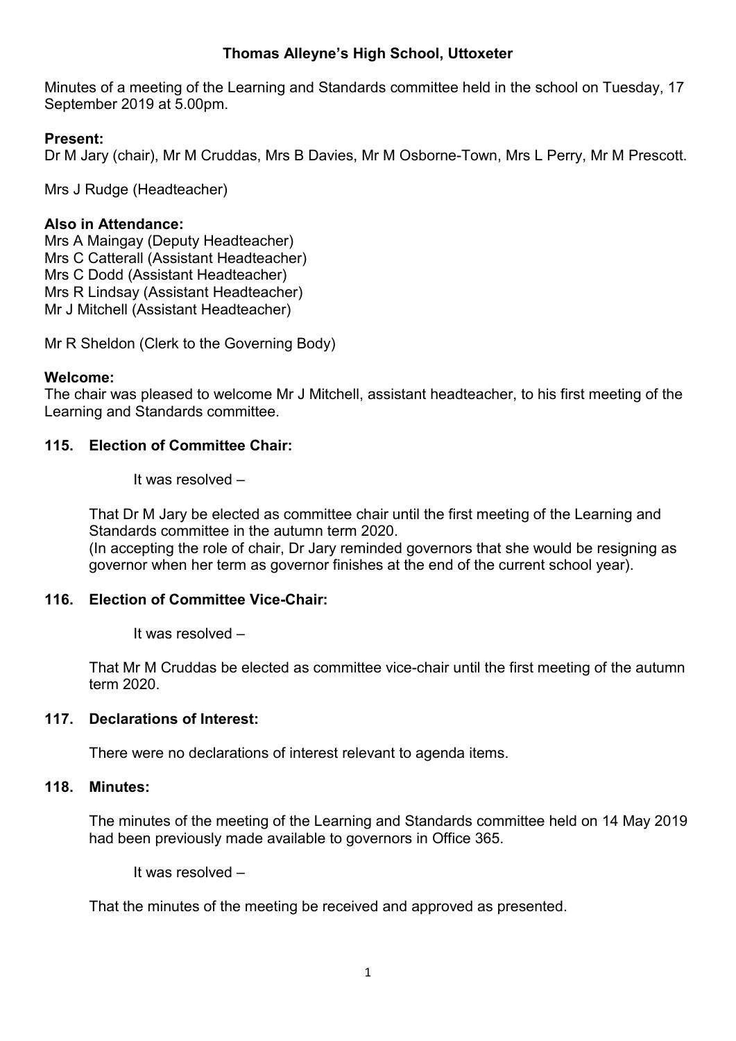# Thomas Alleyne's High School, Uttoxeter

Minutes of a meeting of the Learning and Standards committee held in the school on Tuesday, 17 September 2019 at 5.00pm.

**Present:**
Dr M Jary (chair), Mr M Cruddas, Mrs B Davies, Mr M Osborne-Town, Mrs L Perry, Mr M Prescott.

Mrs J Rudge (Headteacher)

**Also in Attendance:**
Mrs A Maingay (Deputy Headteacher)
Mrs C Catterall (Assistant Headteacher)
Mrs C Dodd (Assistant Headteacher)
Mrs R Lindsay (Assistant Headteacher)
Mr J Mitchell (Assistant Headteacher)

Mr R Sheldon (Clerk to the Governing Body)

**Welcome:**
The chair was pleased to welcome Mr J Mitchell, assistant headteacher, to his first meeting of the Learning and Standards committee.

**115. Election of Committee Chair:**

It was resolved –

That Dr M Jary be elected as committee chair until the first meeting of the Learning and Standards committee in the autumn term 2020.
(In accepting the role of chair, Dr Jary reminded governors that she would be resigning as governor when her term as governor finishes at the end of the current school year).

**116. Election of Committee Vice-Chair:**

It was resolved –

That Mr M Cruddas be elected as committee vice-chair until the first meeting of the autumn term 2020.

**117. Declarations of Interest:**

There were no declarations of interest relevant to agenda items.

**118. Minutes:**

The minutes of the meeting of the Learning and Standards committee held on 14 May 2019 had been previously made available to governors in Office 365.

It was resolved –

That the minutes of the meeting be received and approved as presented.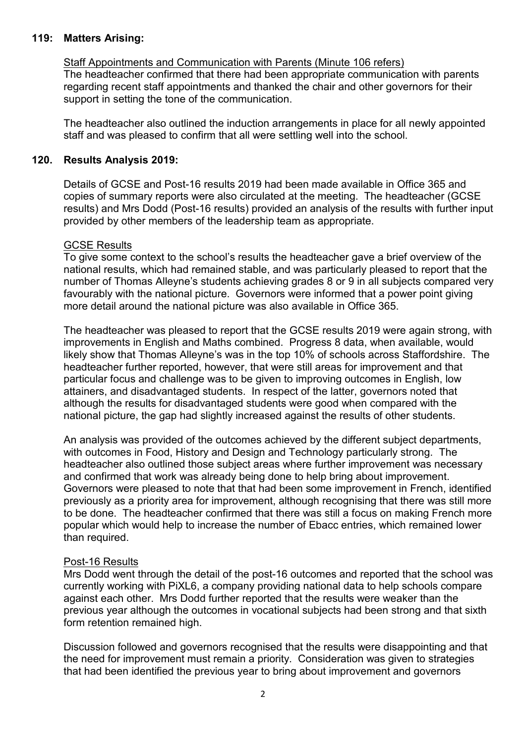## 119: Matters Arising:

Staff Appointments and Communication with Parents (Minute 106 refers)
The headteacher confirmed that there had been appropriate communication with parents regarding recent staff appointments and thanked the chair and other governors for their support in setting the tone of the communication.

The headteacher also outlined the induction arrangements in place for all newly appointed staff and was pleased to confirm that all were settling well into the school.

## 120. Results Analysis 2019:

Details of GCSE and Post-16 results 2019 had been made available in Office 365 and copies of summary reports were also circulated at the meeting. The headteacher (GCSE results) and Mrs Dodd (Post-16 results) provided an analysis of the results with further input provided by other members of the leadership team as appropriate.

GCSE Results
To give some context to the school's results the headteacher gave a brief overview of the national results, which had remained stable, and was particularly pleased to report that the number of Thomas Alleyne's students achieving grades 8 or 9 in all subjects compared very favourably with the national picture. Governors were informed that a power point giving more detail around the national picture was also available in Office 365.

The headteacher was pleased to report that the GCSE results 2019 were again strong, with improvements in English and Maths combined. Progress 8 data, when available, would likely show that Thomas Alleyne's was in the top 10% of schools across Staffordshire. The headteacher further reported, however, that were still areas for improvement and that particular focus and challenge was to be given to improving outcomes in English, low attainers, and disadvantaged students. In respect of the latter, governors noted that although the results for disadvantaged students were good when compared with the national picture, the gap had slightly increased against the results of other students.

An analysis was provided of the outcomes achieved by the different subject departments, with outcomes in Food, History and Design and Technology particularly strong. The headteacher also outlined those subject areas where further improvement was necessary and confirmed that work was already being done to help bring about improvement. Governors were pleased to note that that had been some improvement in French, identified previously as a priority area for improvement, although recognising that there was still more to be done. The headteacher confirmed that there was still a focus on making French more popular which would help to increase the number of Ebacc entries, which remained lower than required.

Post-16 Results
Mrs Dodd went through the detail of the post-16 outcomes and reported that the school was currently working with PiXL6, a company providing national data to help schools compare against each other. Mrs Dodd further reported that the results were weaker than the previous year although the outcomes in vocational subjects had been strong and that sixth form retention remained high.

Discussion followed and governors recognised that the results were disappointing and that the need for improvement must remain a priority. Consideration was given to strategies that had been identified the previous year to bring about improvement and governors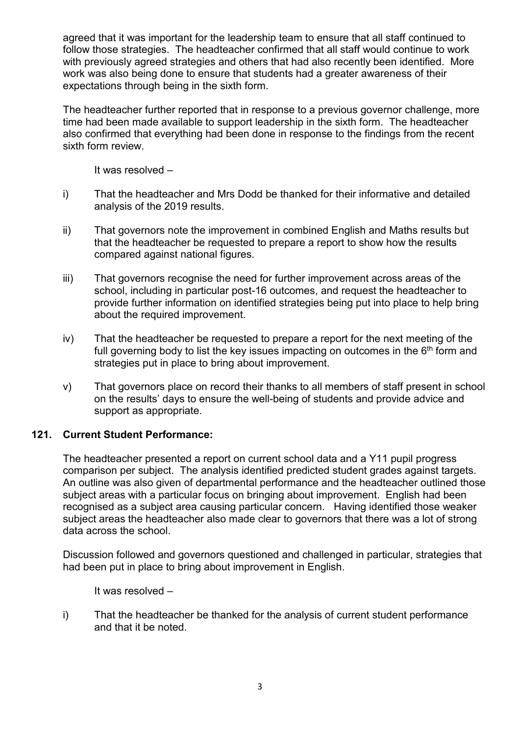agreed that it was important for the leadership team to ensure that all staff continued to follow those strategies. The headteacher confirmed that all staff would continue to work with previously agreed strategies and others that had also recently been identified. More work was also being done to ensure that students had a greater awareness of their expectations through being in the sixth form.

The headteacher further reported that in response to a previous governor challenge, more time had been made available to support leadership in the sixth form. The headteacher also confirmed that everything had been done in response to the findings from the recent sixth form review.

It was resolved –

i) That the headteacher and Mrs Dodd be thanked for their informative and detailed analysis of the 2019 results.

ii) That governors note the improvement in combined English and Maths results but that the headteacher be requested to prepare a report to show how the results compared against national figures.

iii) That governors recognise the need for further improvement across areas of the school, including in particular post-16 outcomes, and request the headteacher to provide further information on identified strategies being put into place to help bring about the required improvement.

iv) That the headteacher be requested to prepare a report for the next meeting of the full governing body to list the key issues impacting on outcomes in the 6th form and strategies put in place to bring about improvement.

v) That governors place on record their thanks to all members of staff present in school on the results' days to ensure the well-being of students and provide advice and support as appropriate.

**121. Current Student Performance:**

The headteacher presented a report on current school data and a Y11 pupil progress comparison per subject. The analysis identified predicted student grades against targets. An outline was also given of departmental performance and the headteacher outlined those subject areas with a particular focus on bringing about improvement. English had been recognised as a subject area causing particular concern. Having identified those weaker subject areas the headteacher also made clear to governors that there was a lot of strong data across the school.

Discussion followed and governors questioned and challenged in particular, strategies that had been put in place to bring about improvement in English.

It was resolved –

i) That the headteacher be thanked for the analysis of current student performance and that it be noted.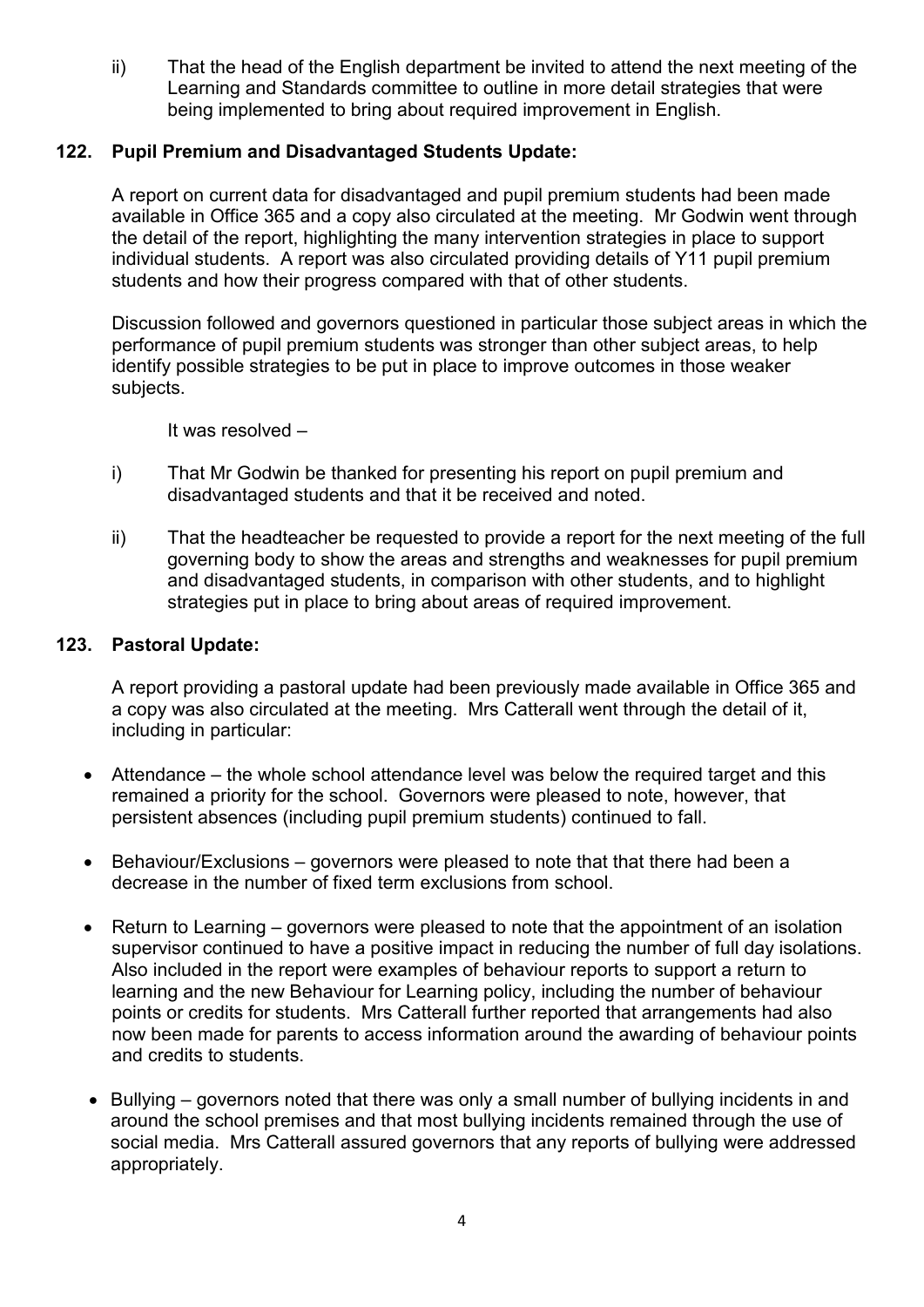ii) That the head of the English department be invited to attend the next meeting of the Learning and Standards committee to outline in more detail strategies that were being implemented to bring about required improvement in English.

**122. Pupil Premium and Disadvantaged Students Update:**

A report on current data for disadvantaged and pupil premium students had been made available in Office 365 and a copy also circulated at the meeting. Mr Godwin went through the detail of the report, highlighting the many intervention strategies in place to support individual students. A report was also circulated providing details of Y11 pupil premium students and how their progress compared with that of other students.

Discussion followed and governors questioned in particular those subject areas in which the performance of pupil premium students was stronger than other subject areas, to help identify possible strategies to be put in place to improve outcomes in those weaker subjects.

It was resolved –

i) That Mr Godwin be thanked for presenting his report on pupil premium and disadvantaged students and that it be received and noted.

ii) That the headteacher be requested to provide a report for the next meeting of the full governing body to show the areas and strengths and weaknesses for pupil premium and disadvantaged students, in comparison with other students, and to highlight strategies put in place to bring about areas of required improvement.

**123. Pastoral Update:**

A report providing a pastoral update had been previously made available in Office 365 and a copy was also circulated at the meeting. Mrs Catterall went through the detail of it, including in particular:

- Attendance – the whole school attendance level was below the required target and this remained a priority for the school. Governors were pleased to note, however, that persistent absences (including pupil premium students) continued to fall.
- Behaviour/Exclusions – governors were pleased to note that that there had been a decrease in the number of fixed term exclusions from school.
- Return to Learning – governors were pleased to note that the appointment of an isolation supervisor continued to have a positive impact in reducing the number of full day isolations. Also included in the report were examples of behaviour reports to support a return to learning and the new Behaviour for Learning policy, including the number of behaviour points or credits for students. Mrs Catterall further reported that arrangements had also now been made for parents to access information around the awarding of behaviour points and credits to students.
- Bullying – governors noted that there was only a small number of bullying incidents in and around the school premises and that most bullying incidents remained through the use of social media. Mrs Catterall assured governors that any reports of bullying were addressed appropriately.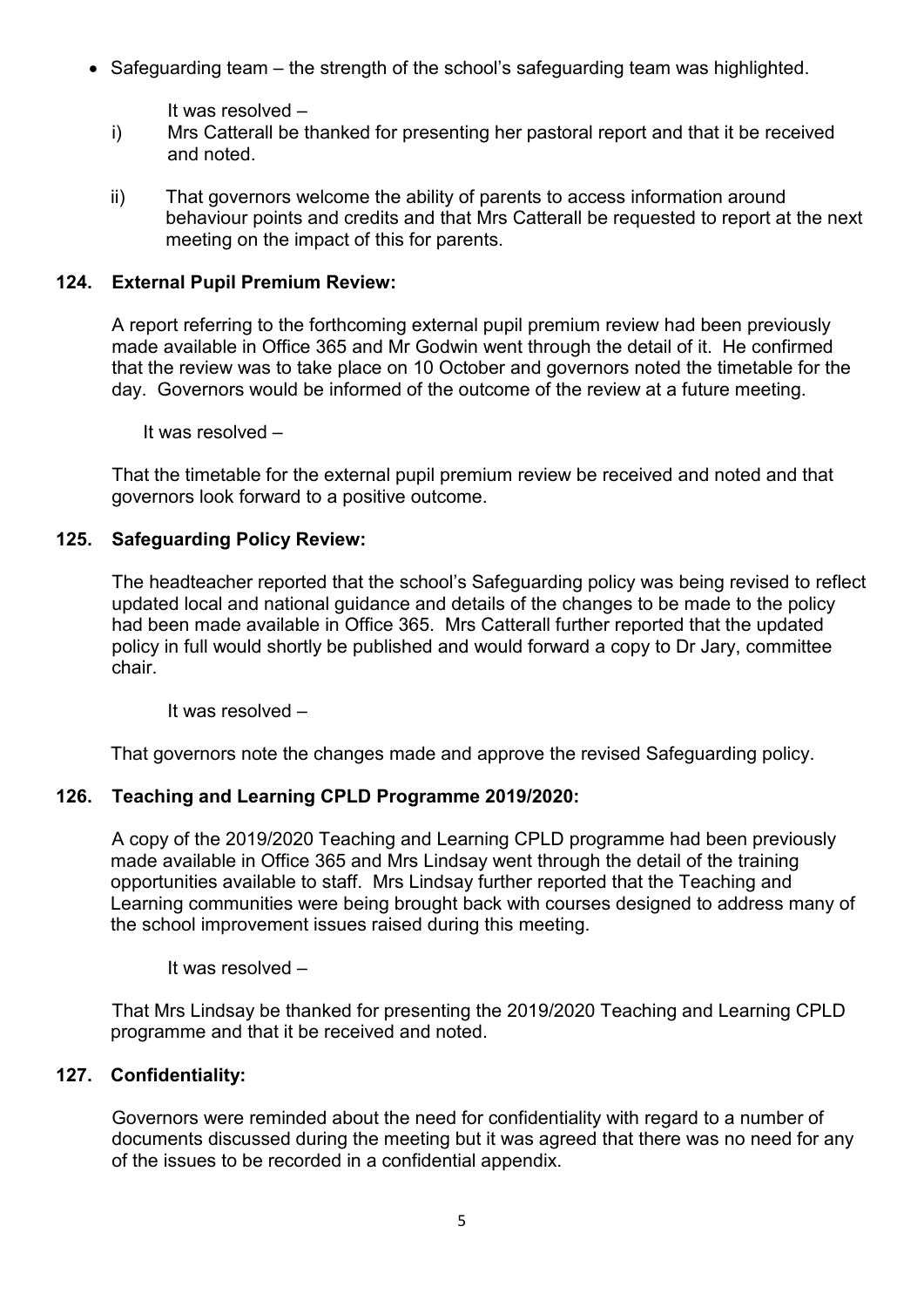- Safeguarding team – the strength of the school's safeguarding team was highlighted.

It was resolved –

i) Mrs Catterall be thanked for presenting her pastoral report and that it be received and noted.

ii) That governors welcome the ability of parents to access information around behaviour points and credits and that Mrs Catterall be requested to report at the next meeting on the impact of this for parents.

### 124. External Pupil Premium Review:

A report referring to the forthcoming external pupil premium review had been previously made available in Office 365 and Mr Godwin went through the detail of it. He confirmed that the review was to take place on 10 October and governors noted the timetable for the day. Governors would be informed of the outcome of the review at a future meeting.

It was resolved –

That the timetable for the external pupil premium review be received and noted and that governors look forward to a positive outcome.

### 125. Safeguarding Policy Review:

The headteacher reported that the school's Safeguarding policy was being revised to reflect updated local and national guidance and details of the changes to be made to the policy had been made available in Office 365. Mrs Catterall further reported that the updated policy in full would shortly be published and would forward a copy to Dr Jary, committee chair.

It was resolved –

That governors note the changes made and approve the revised Safeguarding policy.

### 126. Teaching and Learning CPLD Programme 2019/2020:

A copy of the 2019/2020 Teaching and Learning CPLD programme had been previously made available in Office 365 and Mrs Lindsay went through the detail of the training opportunities available to staff. Mrs Lindsay further reported that the Teaching and Learning communities were being brought back with courses designed to address many of the school improvement issues raised during this meeting.

It was resolved –

That Mrs Lindsay be thanked for presenting the 2019/2020 Teaching and Learning CPLD programme and that it be received and noted.

### 127. Confidentiality:

Governors were reminded about the need for confidentiality with regard to a number of documents discussed during the meeting but it was agreed that there was no need for any of the issues to be recorded in a confidential appendix.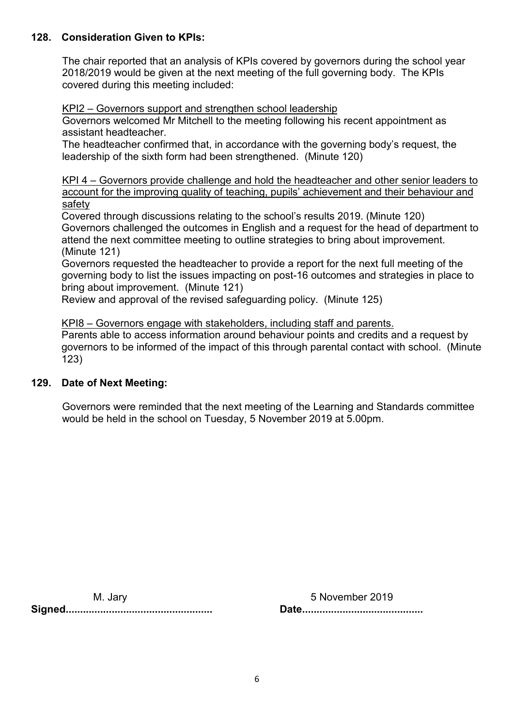## 128. Consideration Given to KPIs:

The chair reported that an analysis of KPIs covered by governors during the school year 2018/2019 would be given at the next meeting of the full governing body. The KPIs covered during this meeting included:

<u>KPI2 – Governors support and strengthen school leadership</u>
Governors welcomed Mr Mitchell to the meeting following his recent appointment as assistant headteacher.
The headteacher confirmed that, in accordance with the governing body's request, the leadership of the sixth form had been strengthened. (Minute 120)

<u>KPI 4 – Governors provide challenge and hold the headteacher and other senior leaders to account for the improving quality of teaching, pupils' achievement and their behaviour and safety</u>
Covered through discussions relating to the school's results 2019. (Minute 120)
Governors challenged the outcomes in English and a request for the head of department to attend the next committee meeting to outline strategies to bring about improvement. (Minute 121)
Governors requested the headteacher to provide a report for the next full meeting of the governing body to list the issues impacting on post-16 outcomes and strategies in place to bring about improvement. (Minute 121)
Review and approval of the revised safeguarding policy. (Minute 125)

<u>KPI8 – Governors engage with stakeholders, including staff and parents.</u>
Parents able to access information around behaviour points and credits and a request by governors to be informed of the impact of this through parental contact with school. (Minute 123)

## 129. Date of Next Meeting:

Governors were reminded that the next meeting of the Learning and Standards committee would be held in the school on Tuesday, 5 November 2019 at 5.00pm.

**Signed**.................................................. M. Jary

**Date**......................................... 5 November 2019